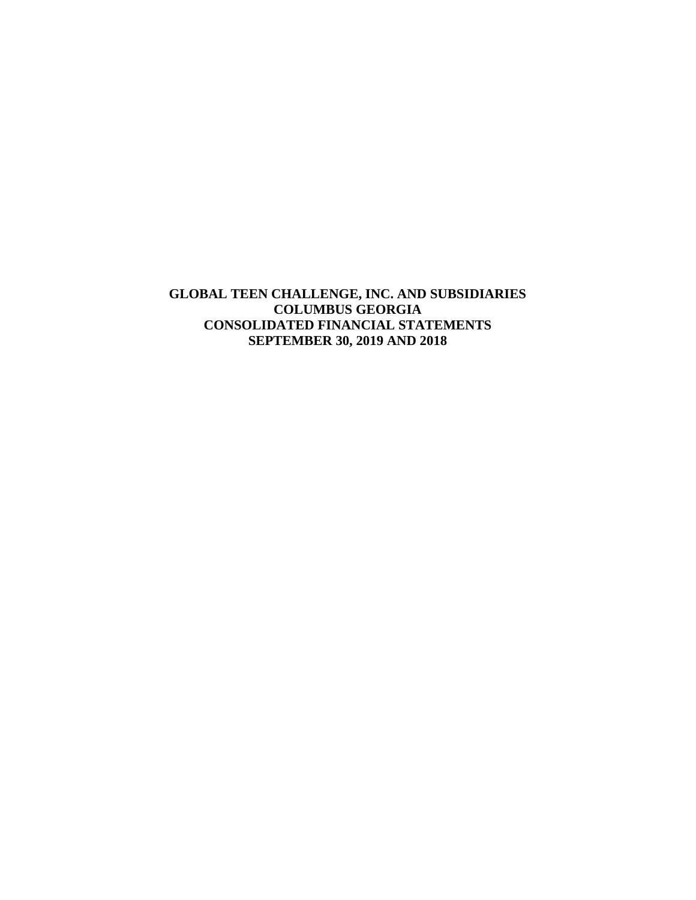# GLOBAL TEEN CHALLENGE, INC. AND SUBSIDIARIES
## COLUMBUS GEORGIA
## CONSOLIDATED FINANCIAL STATEMENTS
## SEPTEMBER 30, 2019 AND 2018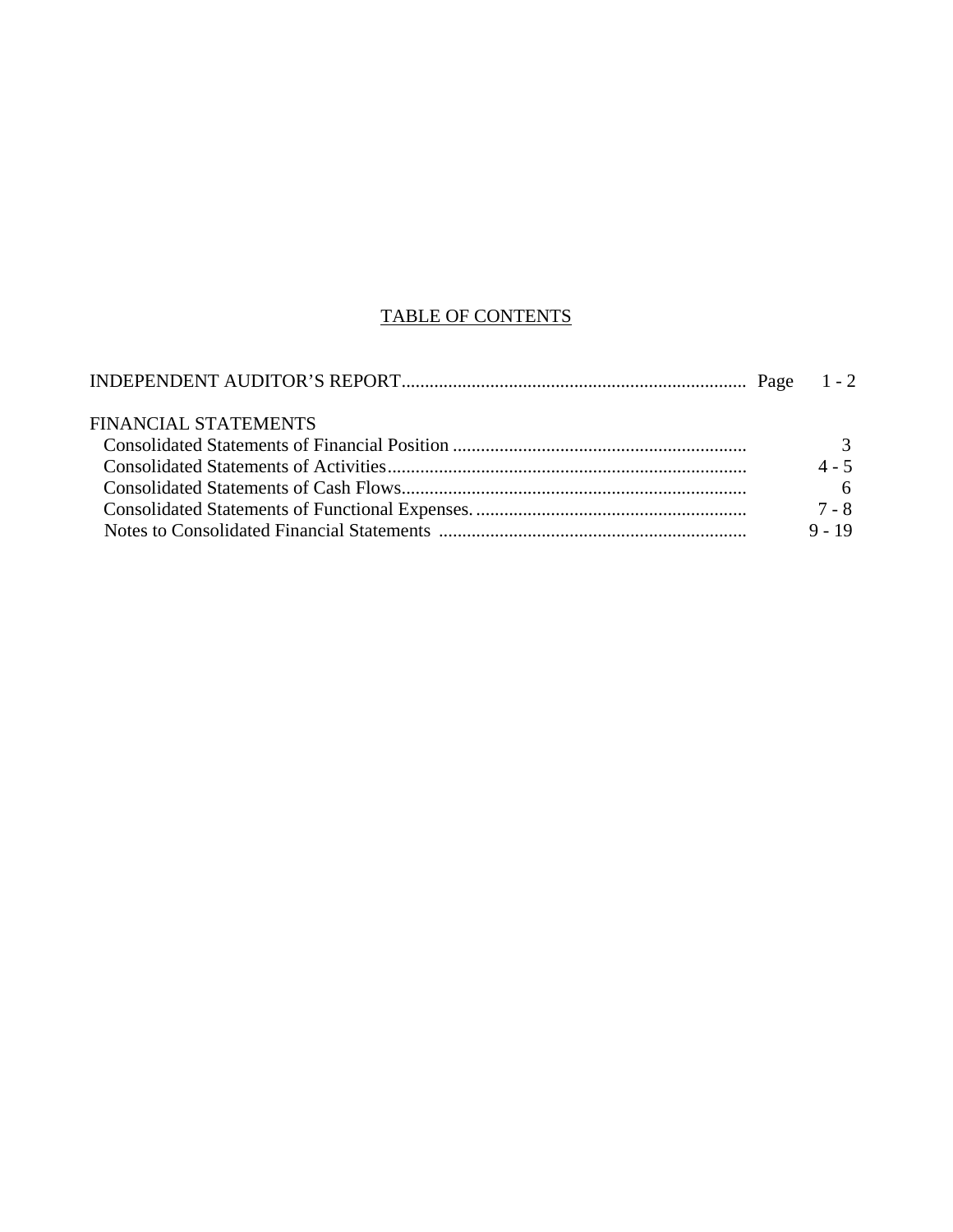# TABLE OF CONTENTS

| | Page |
|---|---|
| INDEPENDENT AUDITOR'S REPORT | 1 - 2 |
| **FINANCIAL STATEMENTS** | |
| Consolidated Statements of Financial Position | 3 |
| Consolidated Statements of Activities | 4 - 5 |
| Consolidated Statements of Cash Flows | 6 |
| Consolidated Statements of Functional Expenses | 7 - 8 |
| Notes to Consolidated Financial Statements | 9 - 19 |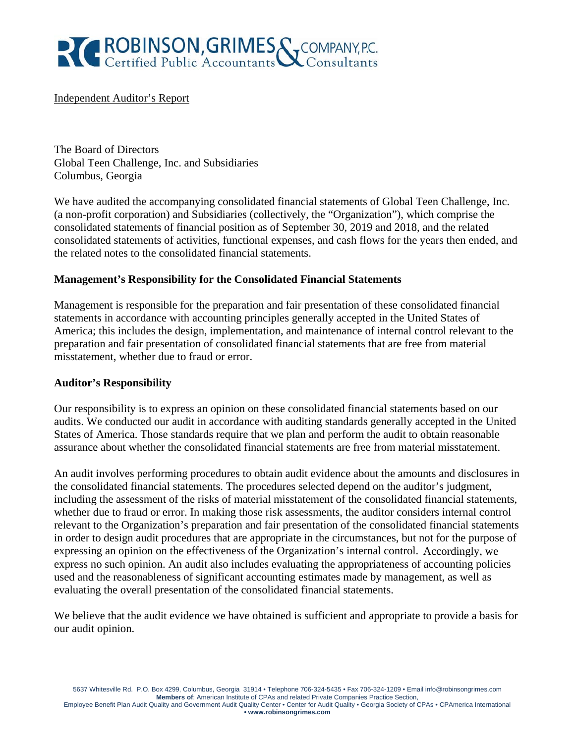ROBINSON, GRIMES & COMPANY, P.C.
Certified Public Accountants Consultants

Independent Auditor's Report

The Board of Directors
Global Teen Challenge, Inc. and Subsidiaries
Columbus, Georgia

We have audited the accompanying consolidated financial statements of Global Teen Challenge, Inc. (a non-profit corporation) and Subsidiaries (collectively, the "Organization"), which comprise the consolidated statements of financial position as of September 30, 2019 and 2018, and the related consolidated statements of activities, functional expenses, and cash flows for the years then ended, and the related notes to the consolidated financial statements.

**Management's Responsibility for the Consolidated Financial Statements**

Management is responsible for the preparation and fair presentation of these consolidated financial statements in accordance with accounting principles generally accepted in the United States of America; this includes the design, implementation, and maintenance of internal control relevant to the preparation and fair presentation of consolidated financial statements that are free from material misstatement, whether due to fraud or error.

**Auditor's Responsibility**

Our responsibility is to express an opinion on these consolidated financial statements based on our audits. We conducted our audit in accordance with auditing standards generally accepted in the United States of America. Those standards require that we plan and perform the audit to obtain reasonable assurance about whether the consolidated financial statements are free from material misstatement.

An audit involves performing procedures to obtain audit evidence about the amounts and disclosures in the consolidated financial statements. The procedures selected depend on the auditor's judgment, including the assessment of the risks of material misstatement of the consolidated financial statements, whether due to fraud or error. In making those risk assessments, the auditor considers internal control relevant to the Organization's preparation and fair presentation of the consolidated financial statements in order to design audit procedures that are appropriate in the circumstances, but not for the purpose of expressing an opinion on the effectiveness of the Organization's internal control. Accordingly, we express no such opinion. An audit also includes evaluating the appropriateness of accounting policies used and the reasonableness of significant accounting estimates made by management, as well as evaluating the overall presentation of the consolidated financial statements.

We believe that the audit evidence we have obtained is sufficient and appropriate to provide a basis for our audit opinion.

5637 Whitesville Rd. P.O. Box 4299, Columbus, Georgia 31914 • Telephone 706-324-5435 • Fax 706-324-1209 • Email info@robinsongrimes.com
**Members of**: American Institute of CPAs and related Private Companies Practice Section,
Employee Benefit Plan Audit Quality and Government Audit Quality Center • Center for Audit Quality • Georgia Society of CPAs • CPAmerica International
**• www.robinsongrimes.com**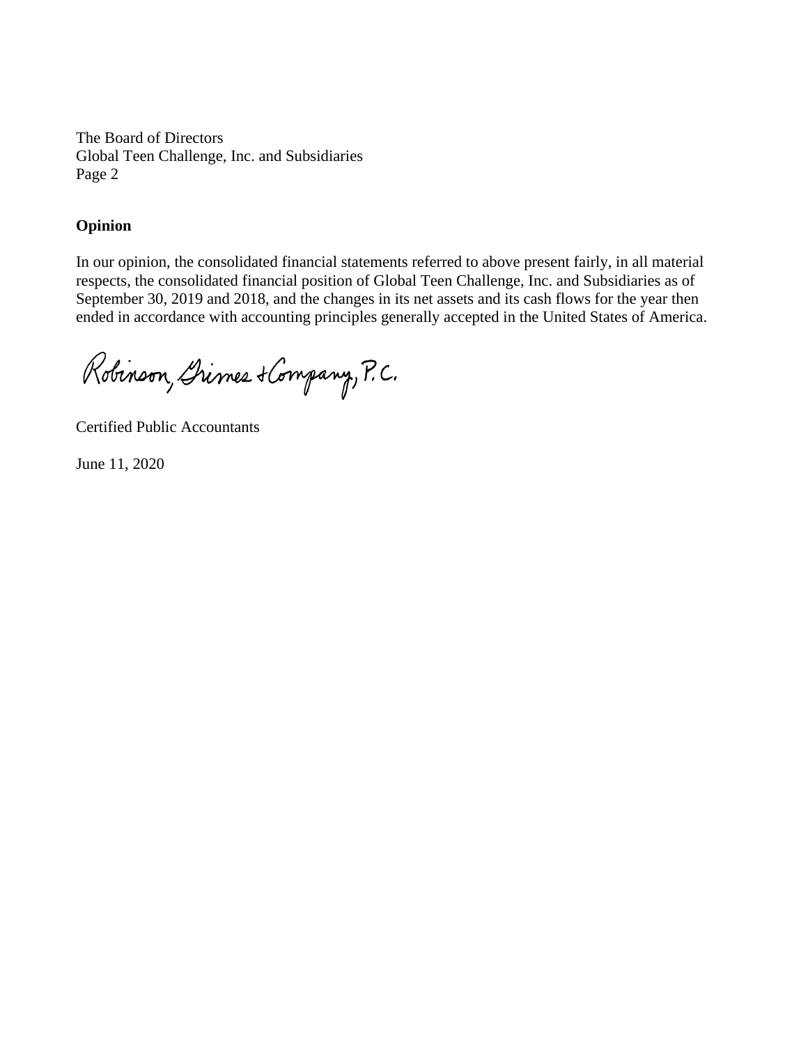The Board of Directors
Global Teen Challenge, Inc. and Subsidiaries
Page 2

**Opinion**

In our opinion, the consolidated financial statements referred to above present fairly, in all material respects, the consolidated financial position of Global Teen Challenge, Inc. and Subsidiaries as of September 30, 2019 and 2018, and the changes in its net assets and its cash flows for the year then ended in accordance with accounting principles generally accepted in the United States of America.

Robinson, Grimes & Company, P.C.

Certified Public Accountants

June 11, 2020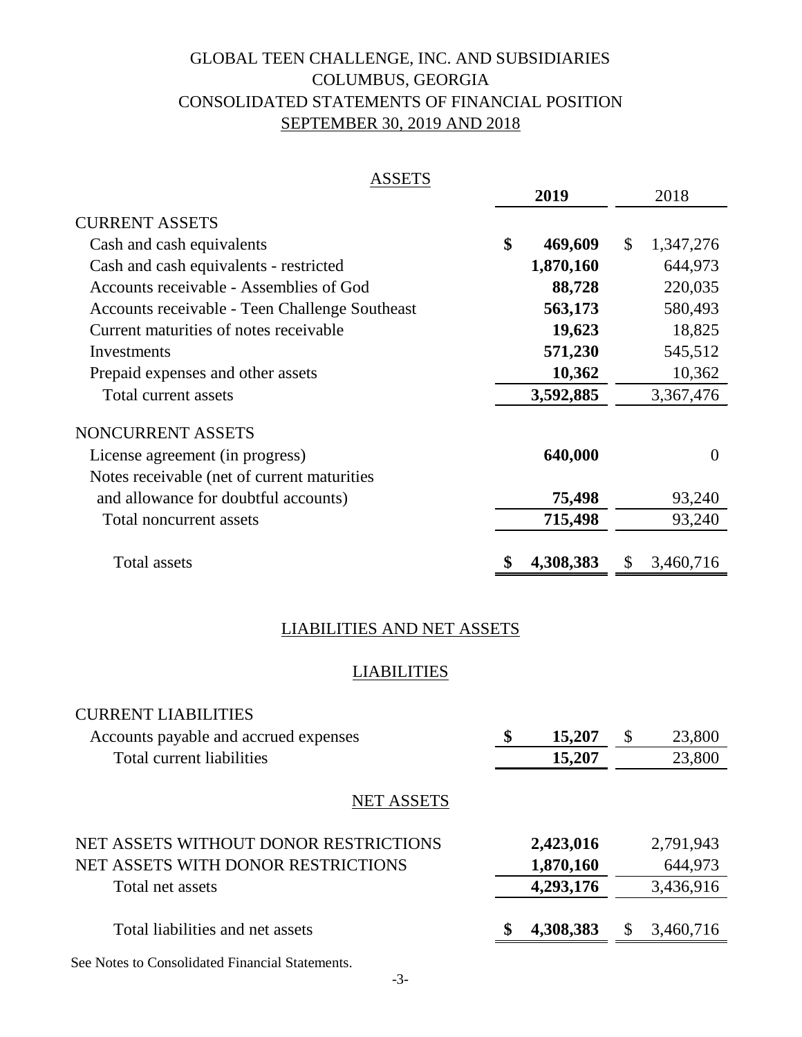# GLOBAL TEEN CHALLENGE, INC. AND SUBSIDIARIES
## COLUMBUS, GEORGIA
## CONSOLIDATED STATEMENTS OF FINANCIAL POSITION
## SEPTEMBER 30, 2019 AND 2018

### ASSETS

| | **2019** | 2018 |
|---|---|---|
| CURRENT ASSETS | | |
| Cash and cash equivalents | **$ 469,609** | $ 1,347,276 |
| Cash and cash equivalents - restricted | **1,870,160** | 644,973 |
| Accounts receivable - Assemblies of God | **88,728** | 220,035 |
| Accounts receivable - Teen Challenge Southeast | **563,173** | 580,493 |
| Current maturities of notes receivable | **19,623** | 18,825 |
| Investments | **571,230** | 545,512 |
| Prepaid expenses and other assets | **10,362** | 10,362 |
| Total current assets | **3,592,885** | 3,367,476 |
| NONCURRENT ASSETS | | |
| License agreement (in progress) | **640,000** | 0 |
| Notes receivable (net of current maturities and allowance for doubtful accounts) | **75,498** | 93,240 |
| Total noncurrent assets | **715,498** | 93,240 |
| Total assets | **$ 4,308,383** | $ 3,460,716 |

### LIABILITIES AND NET ASSETS

#### LIABILITIES

| | **2019** | 2018 |
|---|---|---|
| CURRENT LIABILITIES | | |
| Accounts payable and accrued expenses | **$ 15,207** | $ 23,800 |
| Total current liabilities | **15,207** | 23,800 |
| NET ASSETS | | |
| NET ASSETS WITHOUT DONOR RESTRICTIONS | **2,423,016** | 2,791,943 |
| NET ASSETS WITH DONOR RESTRICTIONS | **1,870,160** | 644,973 |
| Total net assets | **4,293,176** | 3,436,916 |
| Total liabilities and net assets | **$ 4,308,383** | $ 3,460,716 |

See Notes to Consolidated Financial Statements.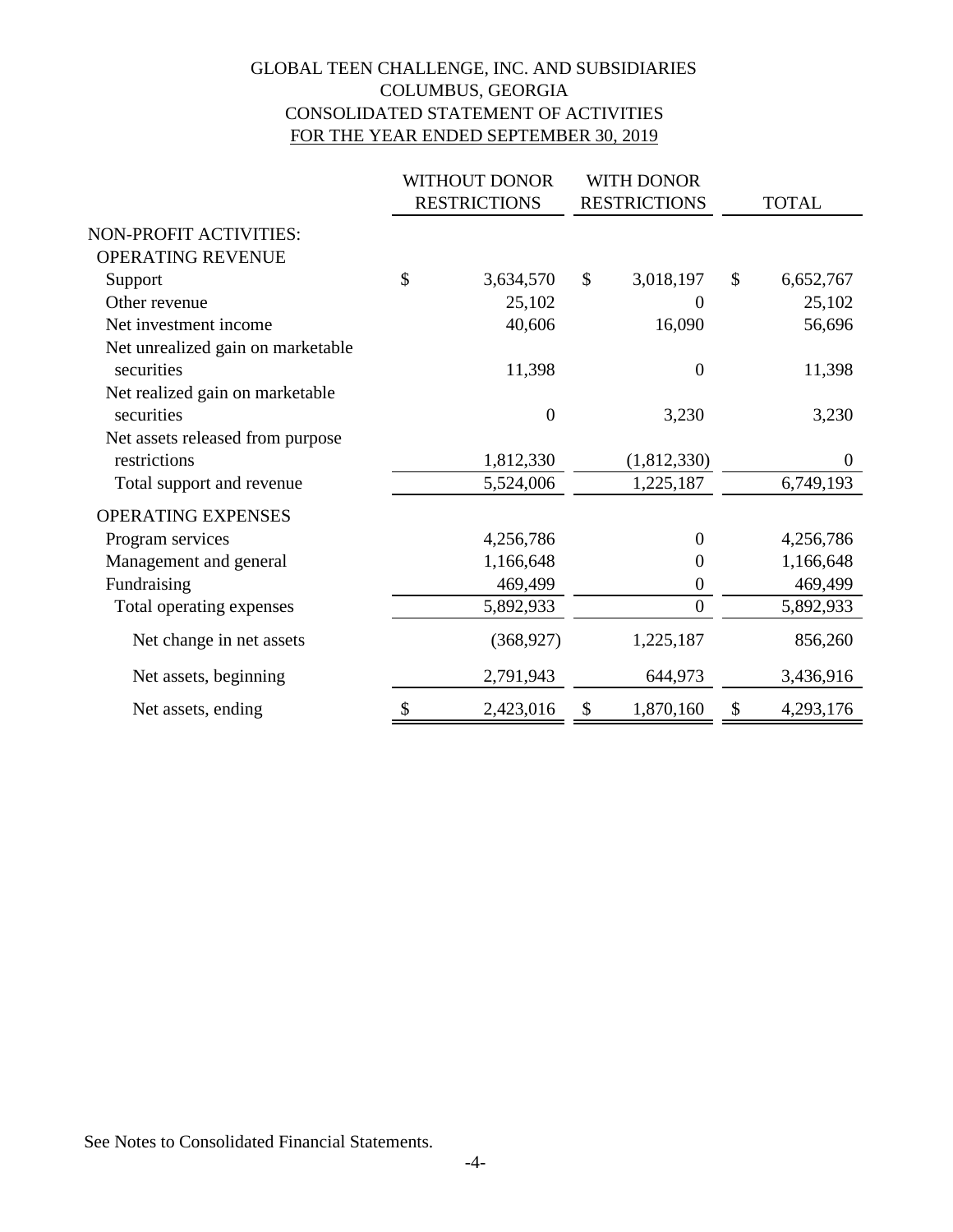# GLOBAL TEEN CHALLENGE, INC. AND SUBSIDIARIES
## COLUMBUS, GEORGIA
## CONSOLIDATED STATEMENT OF ACTIVITIES
## FOR THE YEAR ENDED SEPTEMBER 30, 2019

| | WITHOUT DONOR RESTRICTIONS | WITH DONOR RESTRICTIONS | TOTAL |
|---|---|---|---|
| NON-PROFIT ACTIVITIES: | | | |
| OPERATING REVENUE | | | |
| Support | $ 3,634,570 | $ 3,018,197 | $ 6,652,767 |
| Other revenue | 25,102 | 0 | 25,102 |
| Net investment income | 40,606 | 16,090 | 56,696 |
| Net unrealized gain on marketable securities | 11,398 | 0 | 11,398 |
| Net realized gain on marketable securities | 0 | 3,230 | 3,230 |
| Net assets released from purpose restrictions | 1,812,330 | (1,812,330) | 0 |
| Total support and revenue | 5,524,006 | 1,225,187 | 6,749,193 |
| OPERATING EXPENSES | | | |
| Program services | 4,256,786 | 0 | 4,256,786 |
| Management and general | 1,166,648 | 0 | 1,166,648 |
| Fundraising | 469,499 | 0 | 469,499 |
| Total operating expenses | 5,892,933 | 0 | 5,892,933 |
| Net change in net assets | (368,927) | 1,225,187 | 856,260 |
| Net assets, beginning | 2,791,943 | 644,973 | 3,436,916 |
| Net assets, ending | $ 2,423,016 | $ 1,870,160 | $ 4,293,176 |

See Notes to Consolidated Financial Statements.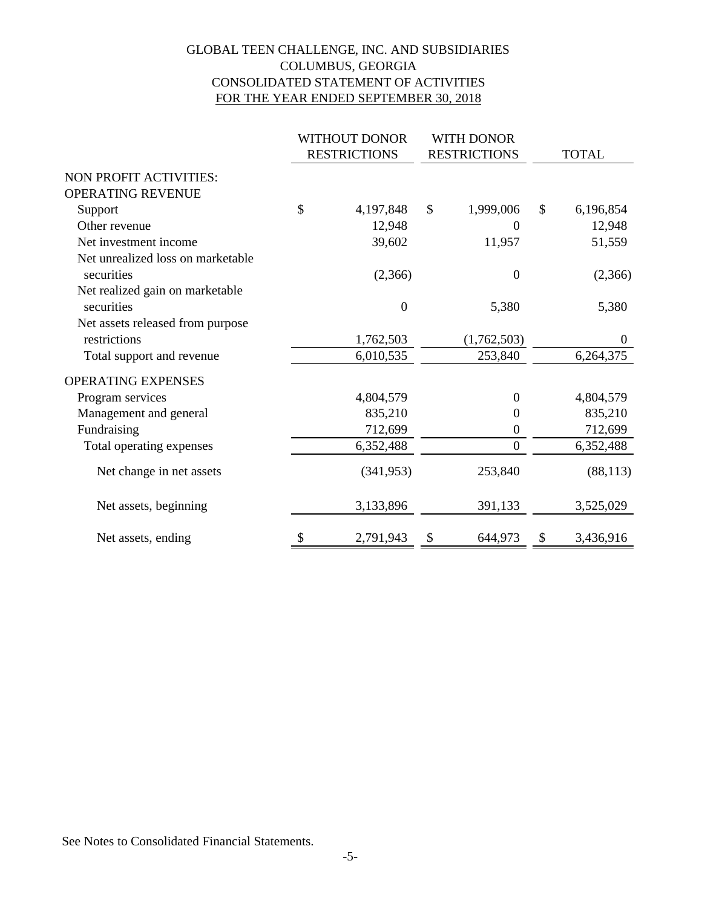# GLOBAL TEEN CHALLENGE, INC. AND SUBSIDIARIES
## COLUMBUS, GEORGIA
## CONSOLIDATED STATEMENT OF ACTIVITIES
## FOR THE YEAR ENDED SEPTEMBER 30, 2018

| | WITHOUT DONOR RESTRICTIONS | WITH DONOR RESTRICTIONS | TOTAL |
|---|---|---|---|
| NON PROFIT ACTIVITIES: | | | |
| OPERATING REVENUE | | | |
| Support | $ 4,197,848 | $ 1,999,006 | $ 6,196,854 |
| Other revenue | 12,948 | 0 | 12,948 |
| Net investment income | 39,602 | 11,957 | 51,559 |
| Net unrealized loss on marketable securities | (2,366) | 0 | (2,366) |
| Net realized gain on marketable securities | 0 | 5,380 | 5,380 |
| Net assets released from purpose restrictions | 1,762,503 | (1,762,503) | 0 |
| Total support and revenue | 6,010,535 | 253,840 | 6,264,375 |
| OPERATING EXPENSES | | | |
| Program services | 4,804,579 | 0 | 4,804,579 |
| Management and general | 835,210 | 0 | 835,210 |
| Fundraising | 712,699 | 0 | 712,699 |
| Total operating expenses | 6,352,488 | 0 | 6,352,488 |
| Net change in net assets | (341,953) | 253,840 | (88,113) |
| Net assets, beginning | 3,133,896 | 391,133 | 3,525,029 |
| Net assets, ending | $ 2,791,943 | $ 644,973 | $ 3,436,916 |

See Notes to Consolidated Financial Statements.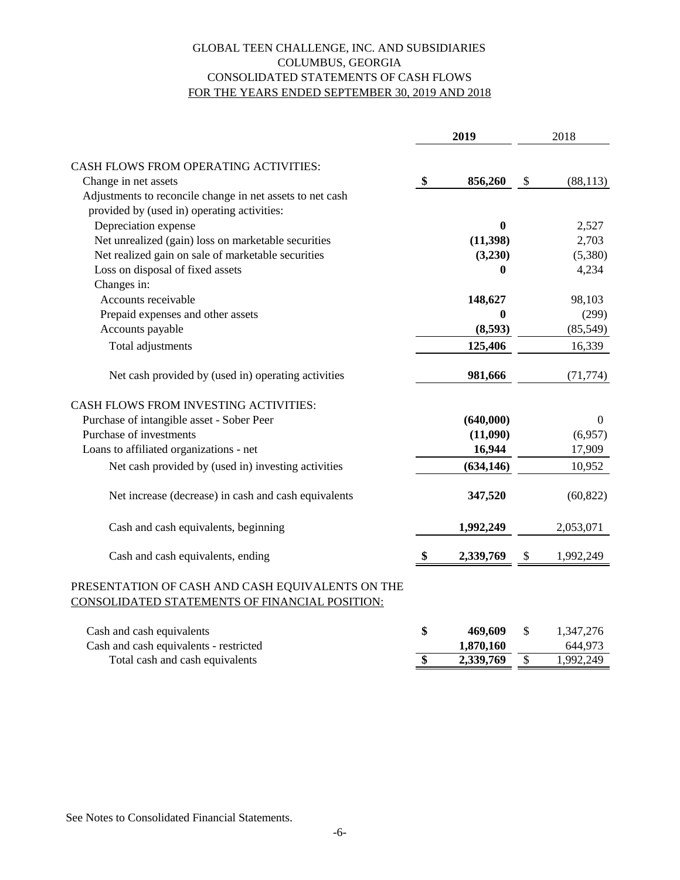GLOBAL TEEN CHALLENGE, INC. AND SUBSIDIARIES
COLUMBUS, GEORGIA
CONSOLIDATED STATEMENTS OF CASH FLOWS
FOR THE YEARS ENDED SEPTEMBER 30, 2019 AND 2018

| | 2019 | 2018 |
|---|---|---|
| CASH FLOWS FROM OPERATING ACTIVITIES: | | |
| Change in net assets | **$ 856,260** | $ (88,113) |
| Adjustments to reconcile change in net assets to net cash provided by (used in) operating activities: | | |
| Depreciation expense | **0** | 2,527 |
| Net unrealized (gain) loss on marketable securities | **(11,398)** | 2,703 |
| Net realized gain on sale of marketable securities | **(3,230)** | (5,380) |
| Loss on disposal of fixed assets | **0** | 4,234 |
| Changes in: | | |
| Accounts receivable | **148,627** | 98,103 |
| Prepaid expenses and other assets | **0** | (299) |
| Accounts payable | **(8,593)** | (85,549) |
| Total adjustments | **125,406** | 16,339 |
| Net cash provided by (used in) operating activities | **981,666** | (71,774) |
| CASH FLOWS FROM INVESTING ACTIVITIES: | | |
| Purchase of intangible asset - Sober Peer | **(640,000)** | 0 |
| Purchase of investments | **(11,090)** | (6,957) |
| Loans to affiliated organizations - net | **16,944** | 17,909 |
| Net cash provided by (used in) investing activities | **(634,146)** | 10,952 |
| Net increase (decrease) in cash and cash equivalents | **347,520** | (60,822) |
| Cash and cash equivalents, beginning | **1,992,249** | 2,053,071 |
| Cash and cash equivalents, ending | **$ 2,339,769** | $ 1,992,249 |

PRESENTATION OF CASH AND CASH EQUIVALENTS ON THE CONSOLIDATED STATEMENTS OF FINANCIAL POSITION:

| | 2019 | 2018 |
|---|---|---|
| Cash and cash equivalents | **$ 469,609** | $ 1,347,276 |
| Cash and cash equivalents - restricted | **1,870,160** | 644,973 |
| Total cash and cash equivalents | **$ 2,339,769** | $ 1,992,249 |

See Notes to Consolidated Financial Statements.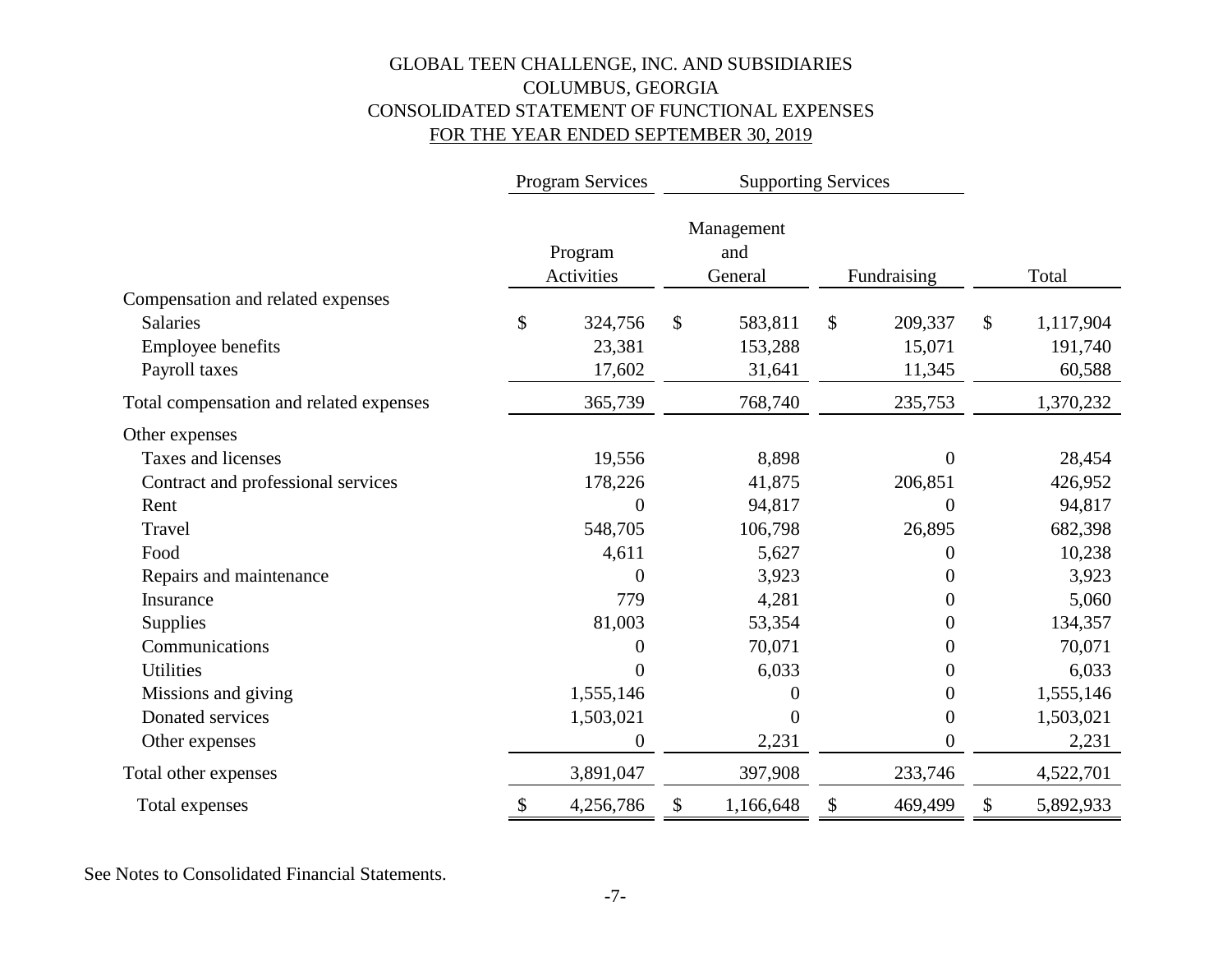# GLOBAL TEEN CHALLENGE, INC. AND SUBSIDIARIES
## COLUMBUS, GEORGIA
## CONSOLIDATED STATEMENT OF FUNCTIONAL EXPENSES
## FOR THE YEAR ENDED SEPTEMBER 30, 2019

| | Program Services | Supporting Services | | |
|---|---|---|---|---|
| | Program Activities | Management and General | Fundraising | Total |
| **Compensation and related expenses** | | | | |
| Salaries | $ 324,756 | $ 583,811 | $ 209,337 | $ 1,117,904 |
| Employee benefits | 23,381 | 153,288 | 15,071 | 191,740 |
| Payroll taxes | 17,602 | 31,641 | 11,345 | 60,588 |
| Total compensation and related expenses | 365,739 | 768,740 | 235,753 | 1,370,232 |
| **Other expenses** | | | | |
| Taxes and licenses | 19,556 | 8,898 | 0 | 28,454 |
| Contract and professional services | 178,226 | 41,875 | 206,851 | 426,952 |
| Rent | 0 | 94,817 | 0 | 94,817 |
| Travel | 548,705 | 106,798 | 26,895 | 682,398 |
| Food | 4,611 | 5,627 | 0 | 10,238 |
| Repairs and maintenance | 0 | 3,923 | 0 | 3,923 |
| Insurance | 779 | 4,281 | 0 | 5,060 |
| Supplies | 81,003 | 53,354 | 0 | 134,357 |
| Communications | 0 | 70,071 | 0 | 70,071 |
| Utilities | 0 | 6,033 | 0 | 6,033 |
| Missions and giving | 1,555,146 | 0 | 0 | 1,555,146 |
| Donated services | 1,503,021 | 0 | 0 | 1,503,021 |
| Other expenses | 0 | 2,231 | 0 | 2,231 |
| Total other expenses | 3,891,047 | 397,908 | 233,746 | 4,522,701 |
| Total expenses | $ 4,256,786 | $ 1,166,648 | $ 469,499 | $ 5,892,933 |

See Notes to Consolidated Financial Statements.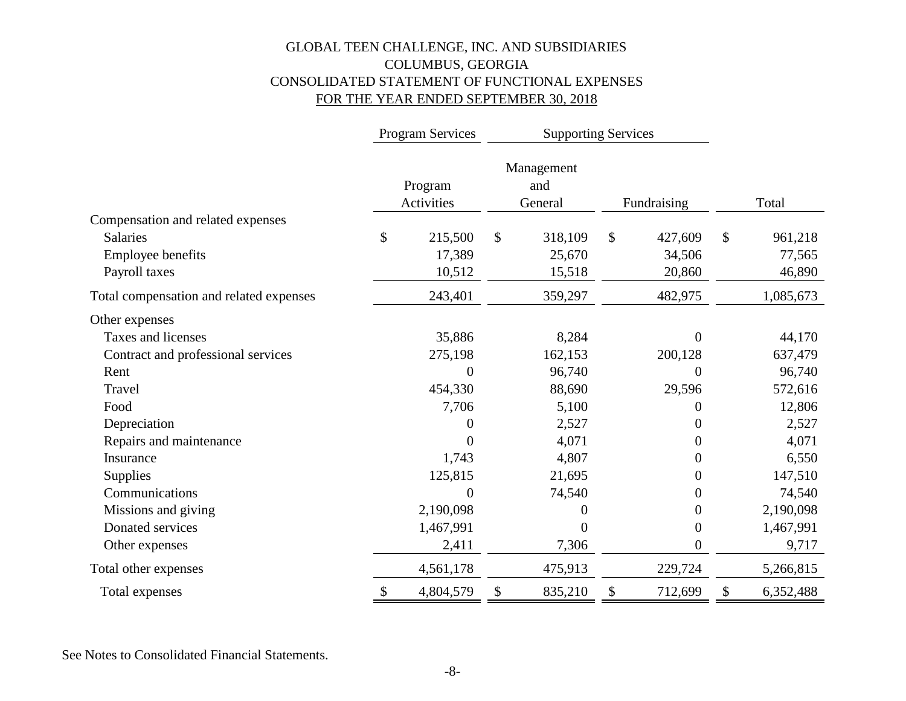# GLOBAL TEEN CHALLENGE, INC. AND SUBSIDIARIES
## COLUMBUS, GEORGIA
## CONSOLIDATED STATEMENT OF FUNCTIONAL EXPENSES
## FOR THE YEAR ENDED SEPTEMBER 30, 2018

| | Program Services | Supporting Services | | |
|---|---|---|---|---|
| | Program Activities | Management and General | Fundraising | Total |
| **Compensation and related expenses** | | | | |
| Salaries | $ 215,500 | $ 318,109 | $ 427,609 | $ 961,218 |
| Employee benefits | 17,389 | 25,670 | 34,506 | 77,565 |
| Payroll taxes | 10,512 | 15,518 | 20,860 | 46,890 |
| Total compensation and related expenses | 243,401 | 359,297 | 482,975 | 1,085,673 |
| **Other expenses** | | | | |
| Taxes and licenses | 35,886 | 8,284 | 0 | 44,170 |
| Contract and professional services | 275,198 | 162,153 | 200,128 | 637,479 |
| Rent | 0 | 96,740 | 0 | 96,740 |
| Travel | 454,330 | 88,690 | 29,596 | 572,616 |
| Food | 7,706 | 5,100 | 0 | 12,806 |
| Depreciation | 0 | 2,527 | 0 | 2,527 |
| Repairs and maintenance | 0 | 4,071 | 0 | 4,071 |
| Insurance | 1,743 | 4,807 | 0 | 6,550 |
| Supplies | 125,815 | 21,695 | 0 | 147,510 |
| Communications | 0 | 74,540 | 0 | 74,540 |
| Missions and giving | 2,190,098 | 0 | 0 | 2,190,098 |
| Donated services | 1,467,991 | 0 | 0 | 1,467,991 |
| Other expenses | 2,411 | 7,306 | 0 | 9,717 |
| Total other expenses | 4,561,178 | 475,913 | 229,724 | 5,266,815 |
| Total expenses | $ 4,804,579 | $ 835,210 | $ 712,699 | $ 6,352,488 |

See Notes to Consolidated Financial Statements.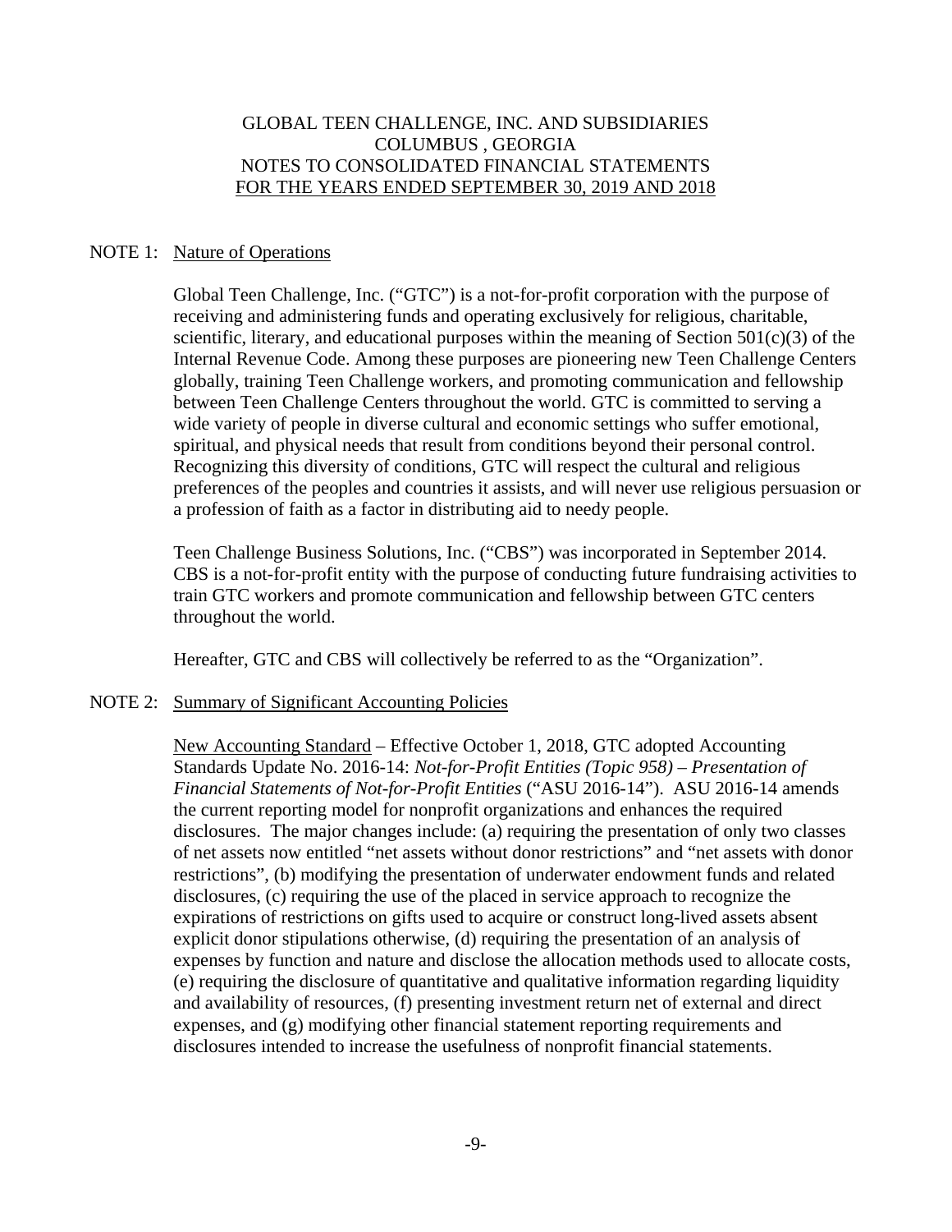GLOBAL TEEN CHALLENGE, INC. AND SUBSIDIARIES
COLUMBUS , GEORGIA
NOTES TO CONSOLIDATED FINANCIAL STATEMENTS
FOR THE YEARS ENDED SEPTEMBER 30, 2019 AND 2018

## NOTE 1: Nature of Operations

Global Teen Challenge, Inc. ("GTC") is a not-for-profit corporation with the purpose of receiving and administering funds and operating exclusively for religious, charitable, scientific, literary, and educational purposes within the meaning of Section 501(c)(3) of the Internal Revenue Code. Among these purposes are pioneering new Teen Challenge Centers globally, training Teen Challenge workers, and promoting communication and fellowship between Teen Challenge Centers throughout the world. GTC is committed to serving a wide variety of people in diverse cultural and economic settings who suffer emotional, spiritual, and physical needs that result from conditions beyond their personal control. Recognizing this diversity of conditions, GTC will respect the cultural and religious preferences of the peoples and countries it assists, and will never use religious persuasion or a profession of faith as a factor in distributing aid to needy people.

Teen Challenge Business Solutions, Inc. ("CBS") was incorporated in September 2014. CBS is a not-for-profit entity with the purpose of conducting future fundraising activities to train GTC workers and promote communication and fellowship between GTC centers throughout the world.

Hereafter, GTC and CBS will collectively be referred to as the "Organization".

## NOTE 2: Summary of Significant Accounting Policies

New Accounting Standard – Effective October 1, 2018, GTC adopted Accounting Standards Update No. 2016-14: *Not-for-Profit Entities (Topic 958) – Presentation of Financial Statements of Not-for-Profit Entities* ("ASU 2016-14"). ASU 2016-14 amends the current reporting model for nonprofit organizations and enhances the required disclosures. The major changes include: (a) requiring the presentation of only two classes of net assets now entitled "net assets without donor restrictions" and "net assets with donor restrictions", (b) modifying the presentation of underwater endowment funds and related disclosures, (c) requiring the use of the placed in service approach to recognize the expirations of restrictions on gifts used to acquire or construct long-lived assets absent explicit donor stipulations otherwise, (d) requiring the presentation of an analysis of expenses by function and nature and disclose the allocation methods used to allocate costs, (e) requiring the disclosure of quantitative and qualitative information regarding liquidity and availability of resources, (f) presenting investment return net of external and direct expenses, and (g) modifying other financial statement reporting requirements and disclosures intended to increase the usefulness of nonprofit financial statements.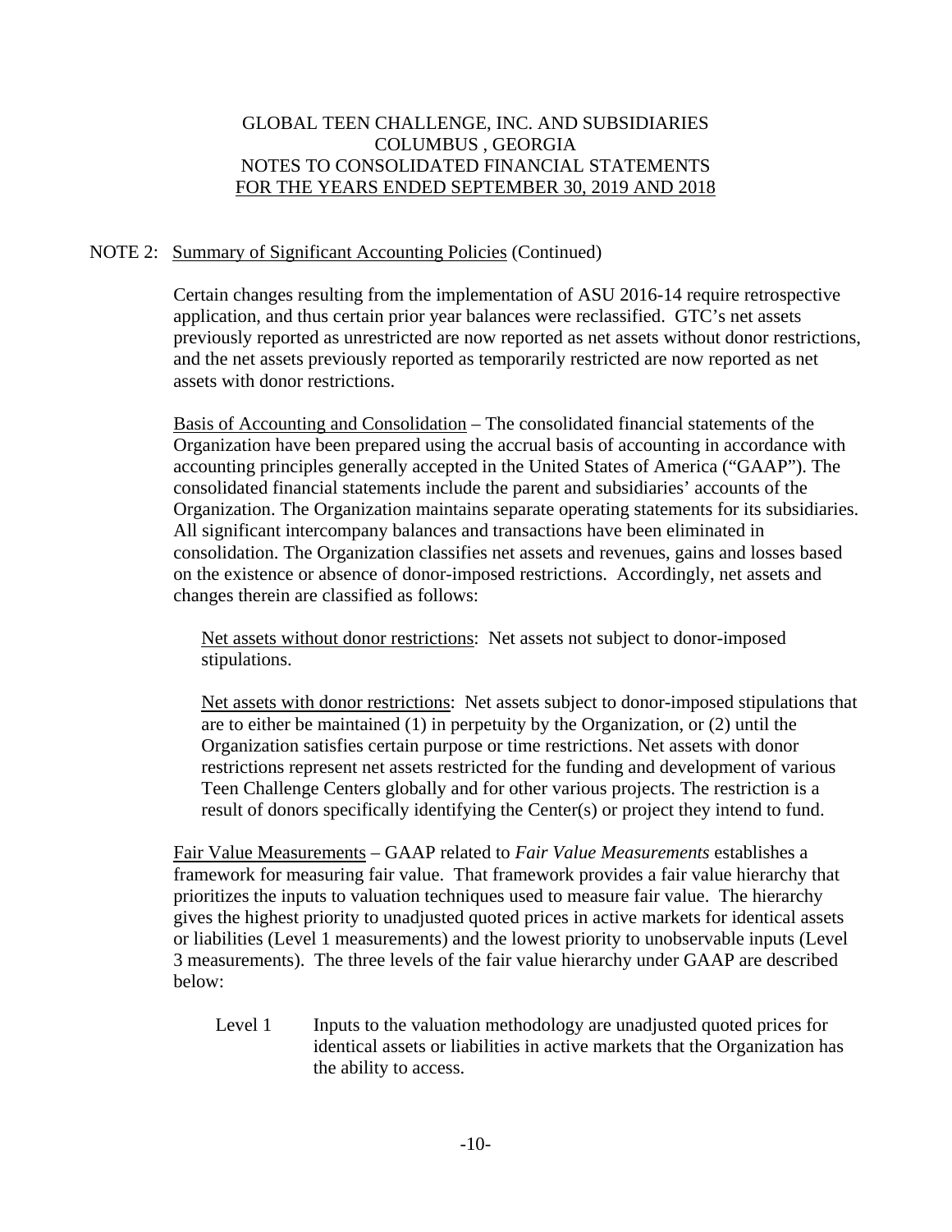## NOTE 2: Summary of Significant Accounting Policies (Continued)

Certain changes resulting from the implementation of ASU 2016-14 require retrospective application, and thus certain prior year balances were reclassified. GTC's net assets previously reported as unrestricted are now reported as net assets without donor restrictions, and the net assets previously reported as temporarily restricted are now reported as net assets with donor restrictions.

Basis of Accounting and Consolidation – The consolidated financial statements of the Organization have been prepared using the accrual basis of accounting in accordance with accounting principles generally accepted in the United States of America ("GAAP"). The consolidated financial statements include the parent and subsidiaries' accounts of the Organization. The Organization maintains separate operating statements for its subsidiaries. All significant intercompany balances and transactions have been eliminated in consolidation. The Organization classifies net assets and revenues, gains and losses based on the existence or absence of donor-imposed restrictions. Accordingly, net assets and changes therein are classified as follows:

Net assets without donor restrictions: Net assets not subject to donor-imposed stipulations.

Net assets with donor restrictions: Net assets subject to donor-imposed stipulations that are to either be maintained (1) in perpetuity by the Organization, or (2) until the Organization satisfies certain purpose or time restrictions. Net assets with donor restrictions represent net assets restricted for the funding and development of various Teen Challenge Centers globally and for other various projects. The restriction is a result of donors specifically identifying the Center(s) or project they intend to fund.

Fair Value Measurements – GAAP related to *Fair Value Measurements* establishes a framework for measuring fair value. That framework provides a fair value hierarchy that prioritizes the inputs to valuation techniques used to measure fair value. The hierarchy gives the highest priority to unadjusted quoted prices in active markets for identical assets or liabilities (Level 1 measurements) and the lowest priority to unobservable inputs (Level 3 measurements). The three levels of the fair value hierarchy under GAAP are described below:

Level 1 Inputs to the valuation methodology are unadjusted quoted prices for identical assets or liabilities in active markets that the Organization has the ability to access.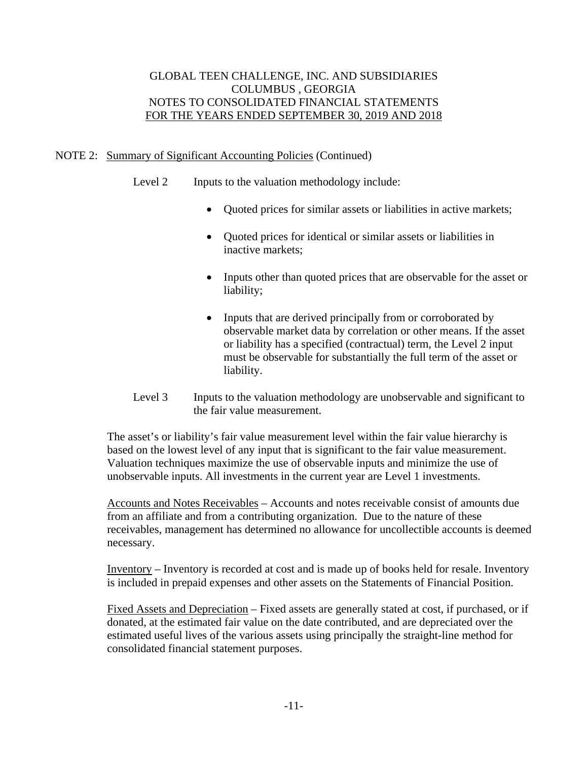NOTE 2: Summary of Significant Accounting Policies (Continued)

Level 2 Inputs to the valuation methodology include:

- Quoted prices for similar assets or liabilities in active markets;
- Quoted prices for identical or similar assets or liabilities in inactive markets;
- Inputs other than quoted prices that are observable for the asset or liability;
- Inputs that are derived principally from or corroborated by observable market data by correlation or other means. If the asset or liability has a specified (contractual) term, the Level 2 input must be observable for substantially the full term of the asset or liability.

Level 3 Inputs to the valuation methodology are unobservable and significant to the fair value measurement.

The asset's or liability's fair value measurement level within the fair value hierarchy is based on the lowest level of any input that is significant to the fair value measurement. Valuation techniques maximize the use of observable inputs and minimize the use of unobservable inputs. All investments in the current year are Level 1 investments.

Accounts and Notes Receivables – Accounts and notes receivable consist of amounts due from an affiliate and from a contributing organization. Due to the nature of these receivables, management has determined no allowance for uncollectible accounts is deemed necessary.

Inventory – Inventory is recorded at cost and is made up of books held for resale. Inventory is included in prepaid expenses and other assets on the Statements of Financial Position.

Fixed Assets and Depreciation – Fixed assets are generally stated at cost, if purchased, or if donated, at the estimated fair value on the date contributed, and are depreciated over the estimated useful lives of the various assets using principally the straight-line method for consolidated financial statement purposes.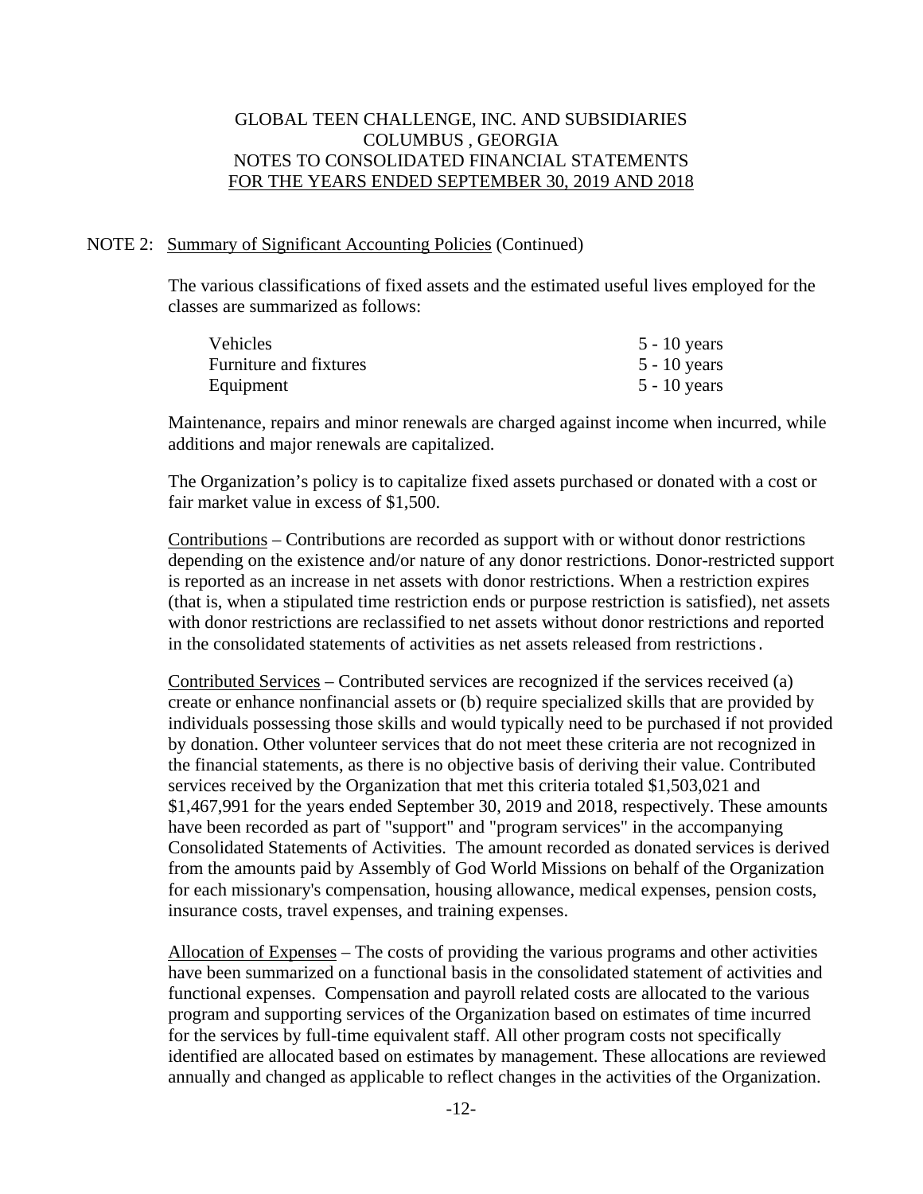NOTE 2: Summary of Significant Accounting Policies (Continued)

The various classifications of fixed assets and the estimated useful lives employed for the classes are summarized as follows:

| | |
|---|---|
| Vehicles | 5 - 10 years |
| Furniture and fixtures | 5 - 10 years |
| Equipment | 5 - 10 years |

Maintenance, repairs and minor renewals are charged against income when incurred, while additions and major renewals are capitalized.

The Organization's policy is to capitalize fixed assets purchased or donated with a cost or fair market value in excess of $1,500.

Contributions – Contributions are recorded as support with or without donor restrictions depending on the existence and/or nature of any donor restrictions. Donor-restricted support is reported as an increase in net assets with donor restrictions. When a restriction expires (that is, when a stipulated time restriction ends or purpose restriction is satisfied), net assets with donor restrictions are reclassified to net assets without donor restrictions and reported in the consolidated statements of activities as net assets released from restrictions.

Contributed Services – Contributed services are recognized if the services received (a) create or enhance nonfinancial assets or (b) require specialized skills that are provided by individuals possessing those skills and would typically need to be purchased if not provided by donation. Other volunteer services that do not meet these criteria are not recognized in the financial statements, as there is no objective basis of deriving their value. Contributed services received by the Organization that met this criteria totaled $1,503,021 and $1,467,991 for the years ended September 30, 2019 and 2018, respectively. These amounts have been recorded as part of "support" and "program services" in the accompanying Consolidated Statements of Activities. The amount recorded as donated services is derived from the amounts paid by Assembly of God World Missions on behalf of the Organization for each missionary's compensation, housing allowance, medical expenses, pension costs, insurance costs, travel expenses, and training expenses.

Allocation of Expenses – The costs of providing the various programs and other activities have been summarized on a functional basis in the consolidated statement of activities and functional expenses. Compensation and payroll related costs are allocated to the various program and supporting services of the Organization based on estimates of time incurred for the services by full-time equivalent staff. All other program costs not specifically identified are allocated based on estimates by management. These allocations are reviewed annually and changed as applicable to reflect changes in the activities of the Organization.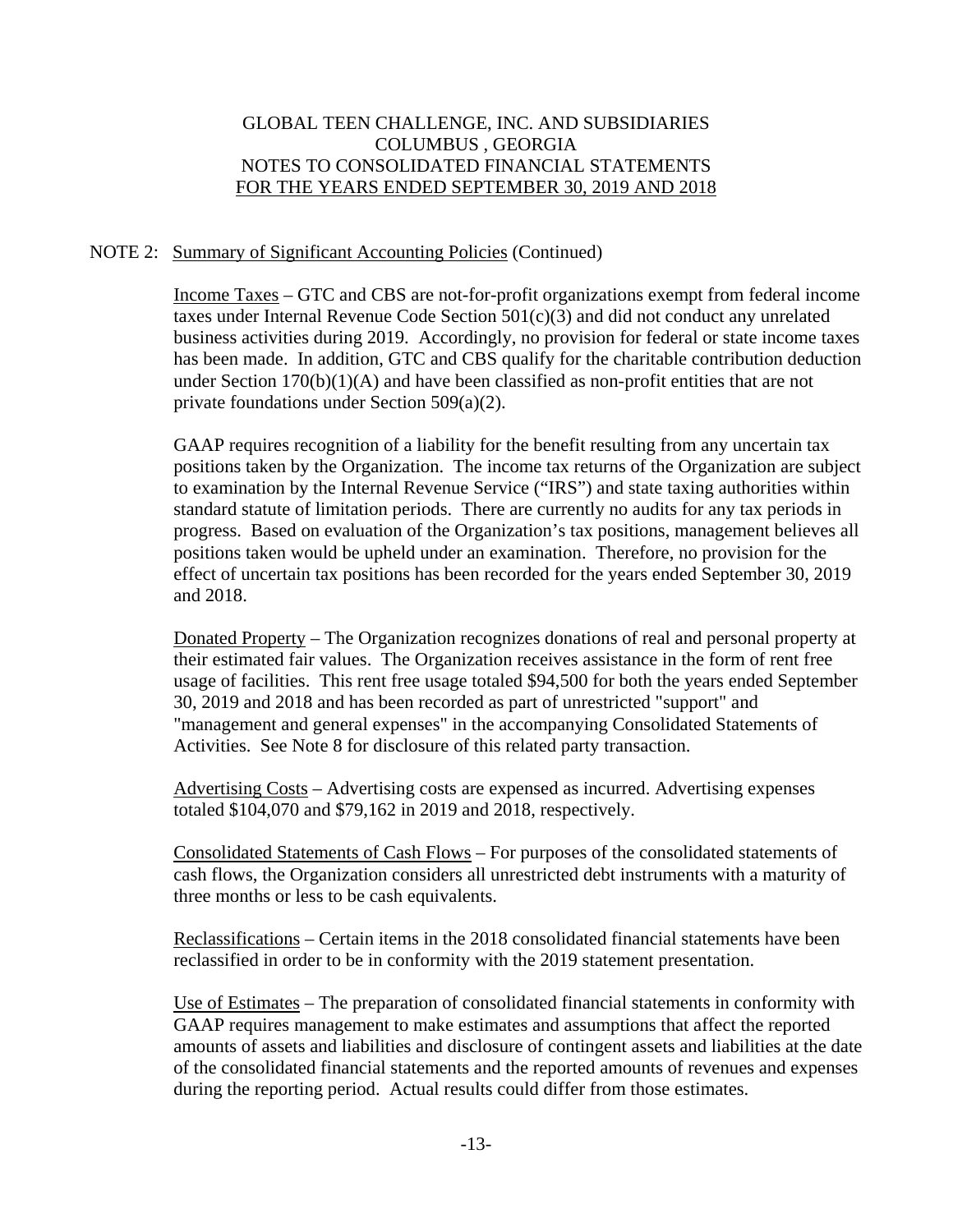GLOBAL TEEN CHALLENGE, INC. AND SUBSIDIARIES
COLUMBUS , GEORGIA
NOTES TO CONSOLIDATED FINANCIAL STATEMENTS
FOR THE YEARS ENDED SEPTEMBER 30, 2019 AND 2018

NOTE 2: Summary of Significant Accounting Policies (Continued)

Income Taxes – GTC and CBS are not-for-profit organizations exempt from federal income taxes under Internal Revenue Code Section 501(c)(3) and did not conduct any unrelated business activities during 2019. Accordingly, no provision for federal or state income taxes has been made. In addition, GTC and CBS qualify for the charitable contribution deduction under Section 170(b)(1)(A) and have been classified as non-profit entities that are not private foundations under Section 509(a)(2).

GAAP requires recognition of a liability for the benefit resulting from any uncertain tax positions taken by the Organization. The income tax returns of the Organization are subject to examination by the Internal Revenue Service ("IRS") and state taxing authorities within standard statute of limitation periods. There are currently no audits for any tax periods in progress. Based on evaluation of the Organization's tax positions, management believes all positions taken would be upheld under an examination. Therefore, no provision for the effect of uncertain tax positions has been recorded for the years ended September 30, 2019 and 2018.

Donated Property – The Organization recognizes donations of real and personal property at their estimated fair values. The Organization receives assistance in the form of rent free usage of facilities. This rent free usage totaled $94,500 for both the years ended September 30, 2019 and 2018 and has been recorded as part of unrestricted "support" and "management and general expenses" in the accompanying Consolidated Statements of Activities. See Note 8 for disclosure of this related party transaction.

Advertising Costs – Advertising costs are expensed as incurred. Advertising expenses totaled $104,070 and $79,162 in 2019 and 2018, respectively.

Consolidated Statements of Cash Flows – For purposes of the consolidated statements of cash flows, the Organization considers all unrestricted debt instruments with a maturity of three months or less to be cash equivalents.

Reclassifications – Certain items in the 2018 consolidated financial statements have been reclassified in order to be in conformity with the 2019 statement presentation.

Use of Estimates – The preparation of consolidated financial statements in conformity with GAAP requires management to make estimates and assumptions that affect the reported amounts of assets and liabilities and disclosure of contingent assets and liabilities at the date of the consolidated financial statements and the reported amounts of revenues and expenses during the reporting period. Actual results could differ from those estimates.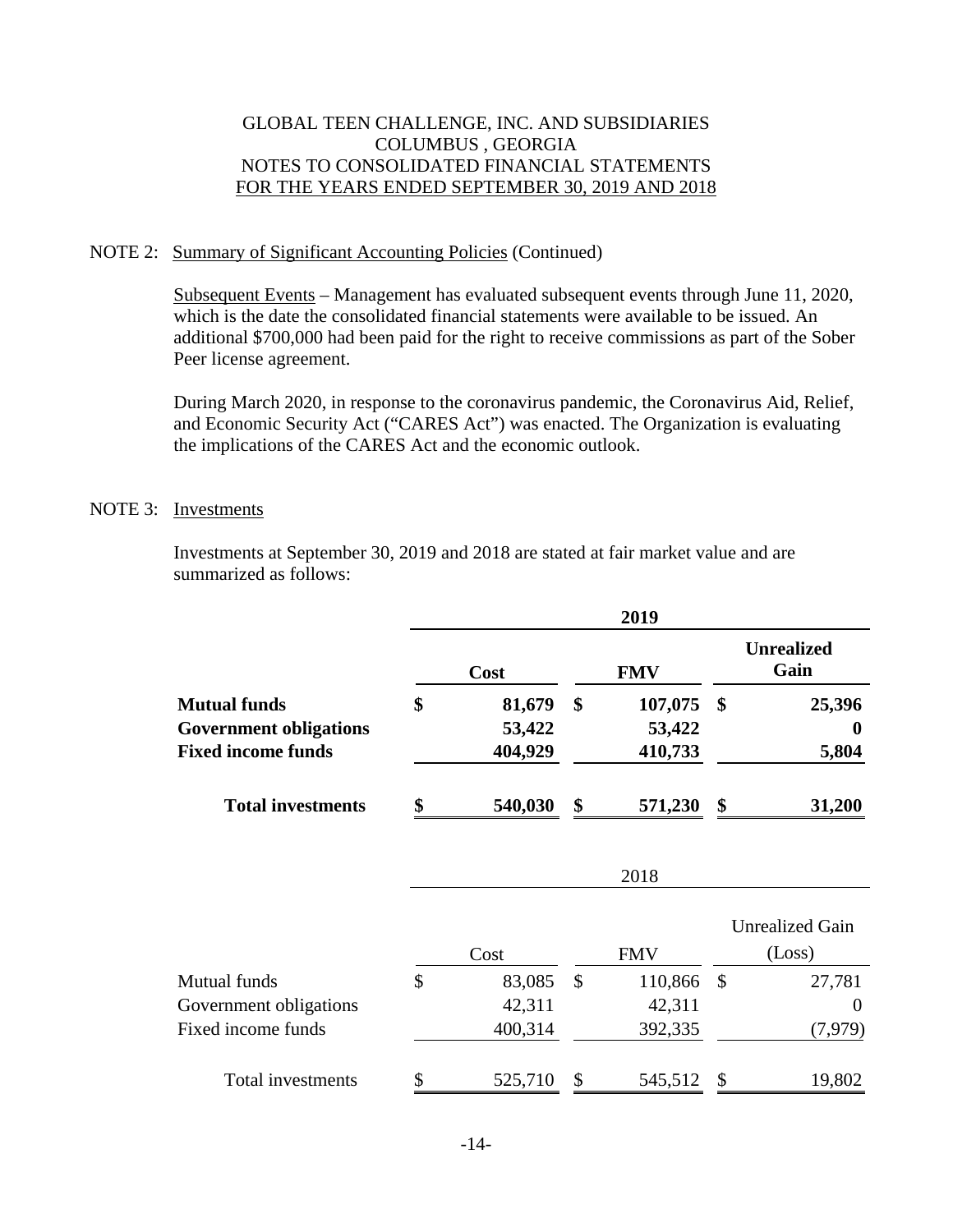GLOBAL TEEN CHALLENGE, INC. AND SUBSIDIARIES
COLUMBUS , GEORGIA
NOTES TO CONSOLIDATED FINANCIAL STATEMENTS
FOR THE YEARS ENDED SEPTEMBER 30, 2019 AND 2018

## NOTE 2: Summary of Significant Accounting Policies (Continued)

Subsequent Events – Management has evaluated subsequent events through June 11, 2020, which is the date the consolidated financial statements were available to be issued. An additional $700,000 had been paid for the right to receive commissions as part of the Sober Peer license agreement.

During March 2020, in response to the coronavirus pandemic, the Coronavirus Aid, Relief, and Economic Security Act ("CARES Act") was enacted. The Organization is evaluating the implications of the CARES Act and the economic outlook.

## NOTE 3: Investments

Investments at September 30, 2019 and 2018 are stated at fair market value and are summarized as follows:

| | 2019 | | |
|---|---|---|---|
| | **Cost** | **FMV** | **Unrealized Gain** |
| **Mutual funds** | **$ 81,679** | **$ 107,075** | **$ 25,396** |
| **Government obligations** | **53,422** | **53,422** | **0** |
| **Fixed income funds** | **404,929** | **410,733** | **5,804** |
| **Total investments** | **$ 540,030** | **$ 571,230** | **$ 31,200** |

| | 2018 | | |
|---|---|---|---|
| | Cost | FMV | Unrealized Gain (Loss) |
| Mutual funds | $ 83,085 | $ 110,866 | $ 27,781 |
| Government obligations | 42,311 | 42,311 | 0 |
| Fixed income funds | 400,314 | 392,335 | (7,979) |
| Total investments | $ 525,710 | $ 545,512 | $ 19,802 |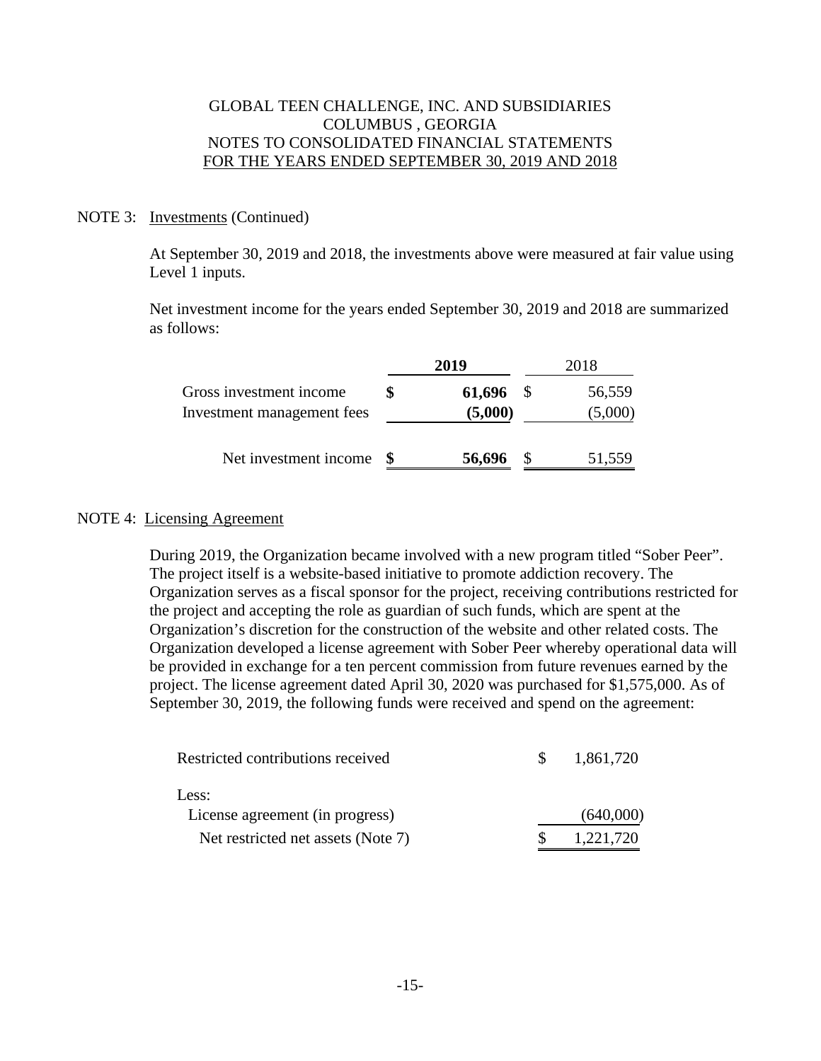GLOBAL TEEN CHALLENGE, INC. AND SUBSIDIARIES
COLUMBUS , GEORGIA
NOTES TO CONSOLIDATED FINANCIAL STATEMENTS
FOR THE YEARS ENDED SEPTEMBER 30, 2019 AND 2018

NOTE 3: Investments (Continued)

At September 30, 2019 and 2018, the investments above were measured at fair value using Level 1 inputs.

Net investment income for the years ended September 30, 2019 and 2018 are summarized as follows:

| | **2019** | 2018 |
|---|---|---|
| Gross investment income | **$ 61,696** | $ 56,559 |
| Investment management fees | **(5,000)** | (5,000) |
| Net investment income | **$ 56,696** | $ 51,559 |

NOTE 4: Licensing Agreement

During 2019, the Organization became involved with a new program titled "Sober Peer". The project itself is a website-based initiative to promote addiction recovery. The Organization serves as a fiscal sponsor for the project, receiving contributions restricted for the project and accepting the role as guardian of such funds, which are spent at the Organization's discretion for the construction of the website and other related costs. The Organization developed a license agreement with Sober Peer whereby operational data will be provided in exchange for a ten percent commission from future revenues earned by the project. The license agreement dated April 30, 2020 was purchased for $1,575,000. As of September 30, 2019, the following funds were received and spend on the agreement:

| | |
|---|---|
| Restricted contributions received | $ 1,861,720 |
| Less: | |
| License agreement (in progress) | (640,000) |
| Net restricted net assets (Note 7) | $ 1,221,720 |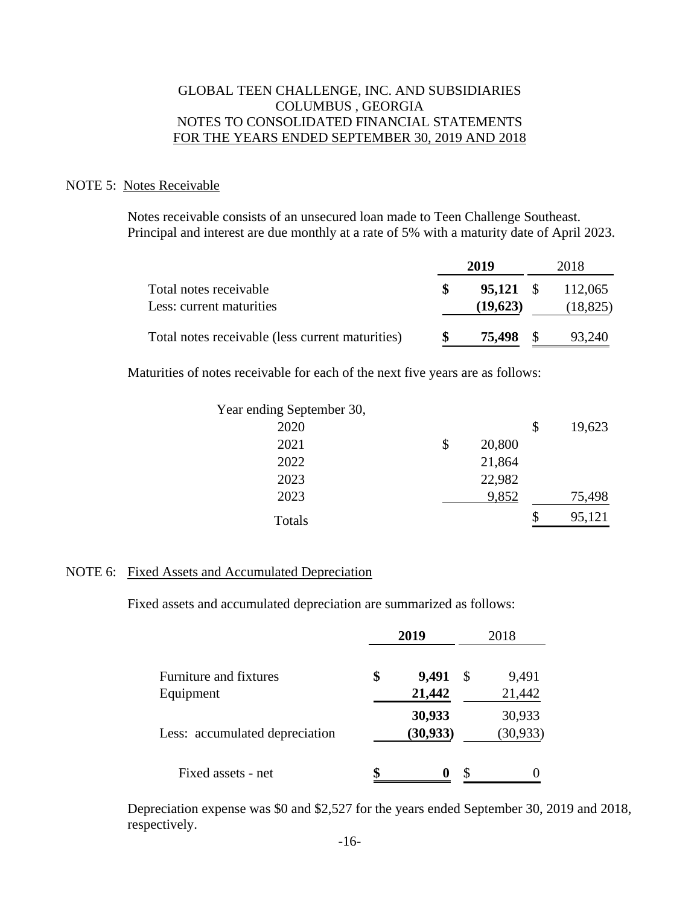GLOBAL TEEN CHALLENGE, INC. AND SUBSIDIARIES
COLUMBUS , GEORGIA
NOTES TO CONSOLIDATED FINANCIAL STATEMENTS
FOR THE YEARS ENDED SEPTEMBER 30, 2019 AND 2018

## NOTE 5: Notes Receivable

Notes receivable consists of an unsecured loan made to Teen Challenge Southeast. Principal and interest are due monthly at a rate of 5% with a maturity date of April 2023.

| | **2019** | 2018 |
|---|---|---|
| Total notes receivable | **$ 95,121** | $ 112,065 |
| Less: current maturities | **(19,623)** | (18,825) |
| Total notes receivable (less current maturities) | **$ 75,498** | $ 93,240 |

Maturities of notes receivable for each of the next five years are as follows:

| Year ending September 30, | | |
|---|---|---|
| 2020 | | $ 19,623 |
| 2021 | $ 20,800 | |
| 2022 | 21,864 | |
| 2023 | 22,982 | |
| 2023 | 9,852 | 75,498 |
| Totals | | $ 95,121 |

## NOTE 6: Fixed Assets and Accumulated Depreciation

Fixed assets and accumulated depreciation are summarized as follows:

| | **2019** | 2018 |
|---|---|---|
| Furniture and fixtures | **$ 9,491** | $ 9,491 |
| Equipment | **21,442** | 21,442 |
| | **30,933** | 30,933 |
| Less: accumulated depreciation | **(30,933)** | (30,933) |
| Fixed assets - net | **$ 0** | $ 0 |

Depreciation expense was $0 and $2,527 for the years ended September 30, 2019 and 2018, respectively.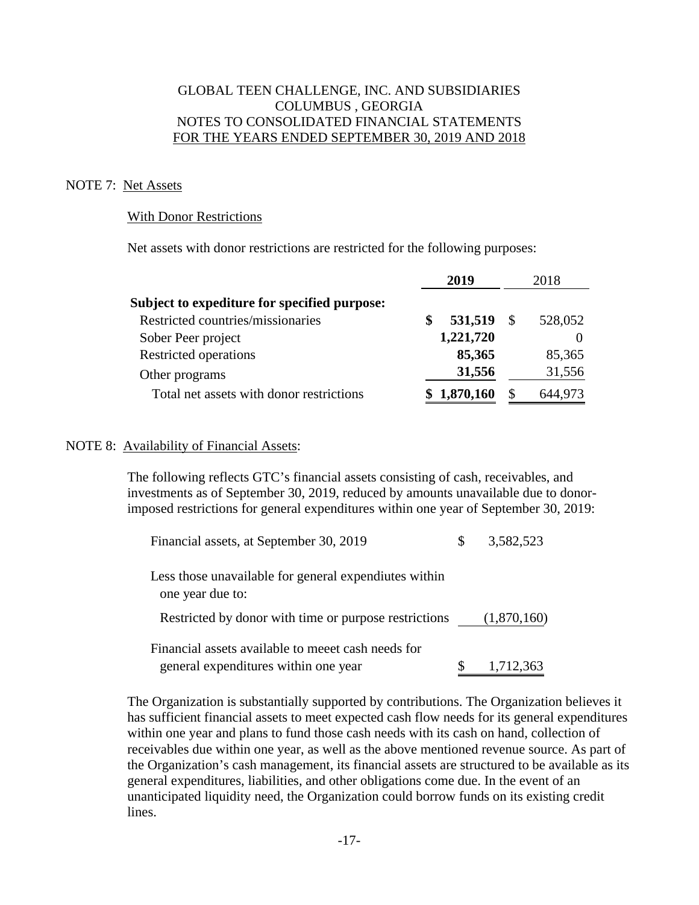GLOBAL TEEN CHALLENGE, INC. AND SUBSIDIARIES
COLUMBUS , GEORGIA
NOTES TO CONSOLIDATED FINANCIAL STATEMENTS
FOR THE YEARS ENDED SEPTEMBER 30, 2019 AND 2018

NOTE 7: Net Assets

With Donor Restrictions

Net assets with donor restrictions are restricted for the following purposes:

| | **2019** | 2018 |
|---|---|---|
| **Subject to expediture for specified purpose:** | | |
| Restricted countries/missionaries | **$ 531,519** | $ 528,052 |
| Sober Peer project | **1,221,720** | 0 |
| Restricted operations | **85,365** | 85,365 |
| Other programs | **31,556** | 31,556 |
| Total net assets with donor restrictions | **$ 1,870,160** | $ 644,973 |

NOTE 8: Availability of Financial Assets:

The following reflects GTC's financial assets consisting of cash, receivables, and investments as of September 30, 2019, reduced by amounts unavailable due to donor-imposed restrictions for general expenditures within one year of September 30, 2019:

| | |
|---|---|
| Financial assets, at September 30, 2019 | $ 3,582,523 |
| Less those unavailable for general expendiutes within one year due to: | |
| Restricted by donor with time or purpose restrictions | (1,870,160) |
| Financial assets available to meeet cash needs for general expenditures within one year | $ 1,712,363 |

The Organization is substantially supported by contributions. The Organization believes it has sufficient financial assets to meet expected cash flow needs for its general expenditures within one year and plans to fund those cash needs with its cash on hand, collection of receivables due within one year, as well as the above mentioned revenue source. As part of the Organization's cash management, its financial assets are structured to be available as its general expenditures, liabilities, and other obligations come due. In the event of an unanticipated liquidity need, the Organization could borrow funds on its existing credit lines.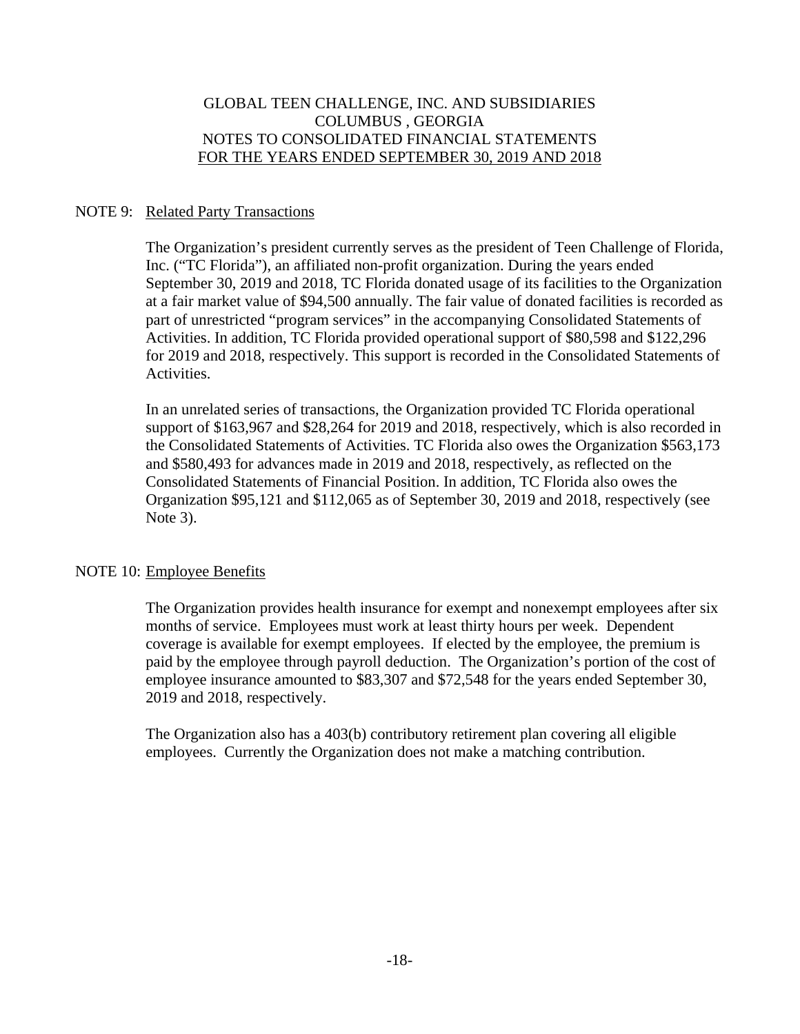GLOBAL TEEN CHALLENGE, INC. AND SUBSIDIARIES
COLUMBUS , GEORGIA
NOTES TO CONSOLIDATED FINANCIAL STATEMENTS
FOR THE YEARS ENDED SEPTEMBER 30, 2019 AND 2018

## NOTE 9: Related Party Transactions

The Organization's president currently serves as the president of Teen Challenge of Florida, Inc. ("TC Florida"), an affiliated non-profit organization. During the years ended September 30, 2019 and 2018, TC Florida donated usage of its facilities to the Organization at a fair market value of $94,500 annually. The fair value of donated facilities is recorded as part of unrestricted "program services" in the accompanying Consolidated Statements of Activities. In addition, TC Florida provided operational support of $80,598 and $122,296 for 2019 and 2018, respectively. This support is recorded in the Consolidated Statements of Activities.

In an unrelated series of transactions, the Organization provided TC Florida operational support of $163,967 and $28,264 for 2019 and 2018, respectively, which is also recorded in the Consolidated Statements of Activities. TC Florida also owes the Organization $563,173 and $580,493 for advances made in 2019 and 2018, respectively, as reflected on the Consolidated Statements of Financial Position. In addition, TC Florida also owes the Organization $95,121 and $112,065 as of September 30, 2019 and 2018, respectively (see Note 3).

## NOTE 10: Employee Benefits

The Organization provides health insurance for exempt and nonexempt employees after six months of service. Employees must work at least thirty hours per week. Dependent coverage is available for exempt employees. If elected by the employee, the premium is paid by the employee through payroll deduction. The Organization's portion of the cost of employee insurance amounted to $83,307 and $72,548 for the years ended September 30, 2019 and 2018, respectively.

The Organization also has a 403(b) contributory retirement plan covering all eligible employees. Currently the Organization does not make a matching contribution.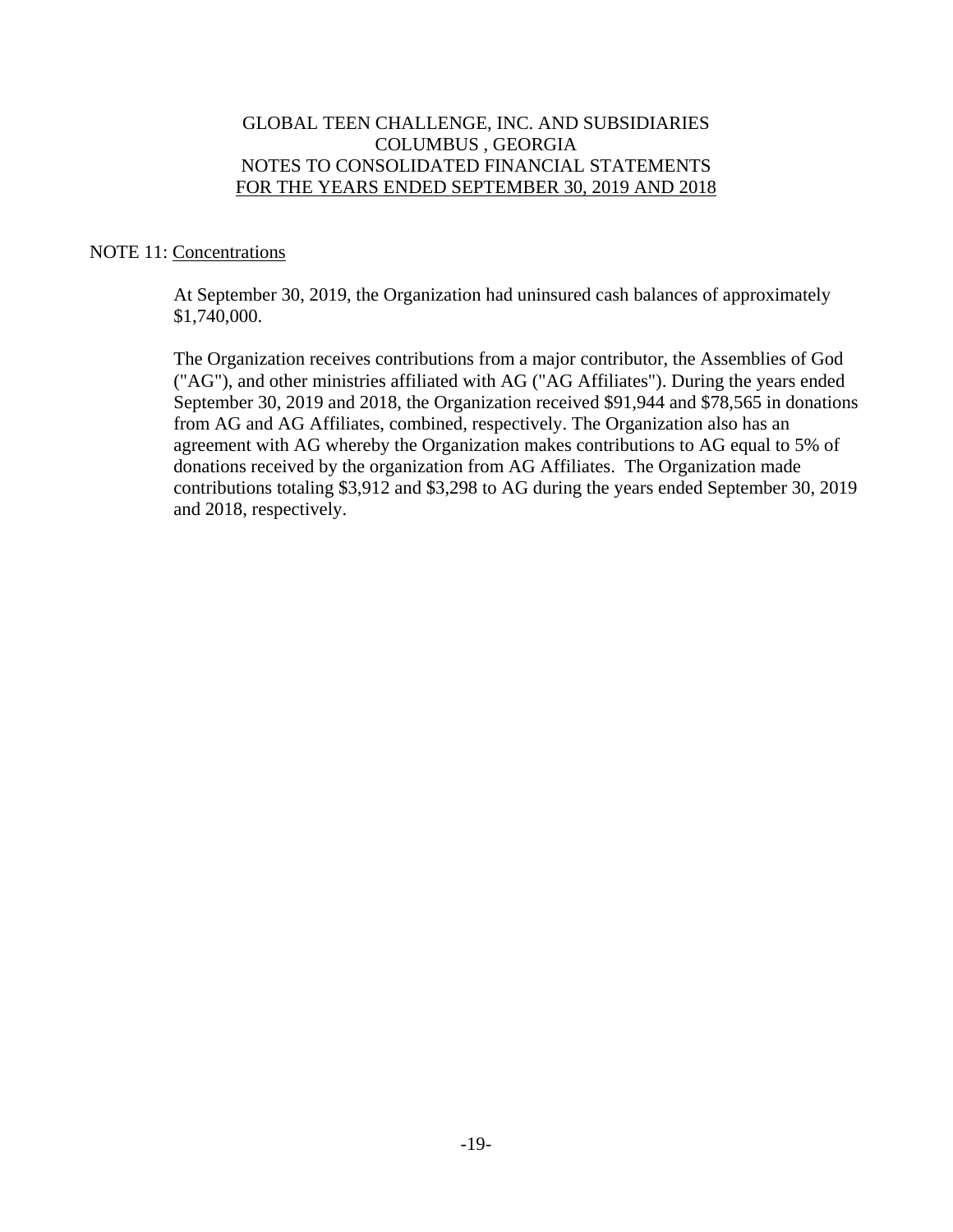NOTE 11: Concentrations

At September 30, 2019, the Organization had uninsured cash balances of approximately $1,740,000.

The Organization receives contributions from a major contributor, the Assemblies of God ("AG"), and other ministries affiliated with AG ("AG Affiliates"). During the years ended September 30, 2019 and 2018, the Organization received $91,944 and $78,565 in donations from AG and AG Affiliates, combined, respectively. The Organization also has an agreement with AG whereby the Organization makes contributions to AG equal to 5% of donations received by the organization from AG Affiliates. The Organization made contributions totaling $3,912 and $3,298 to AG during the years ended September 30, 2019 and 2018, respectively.